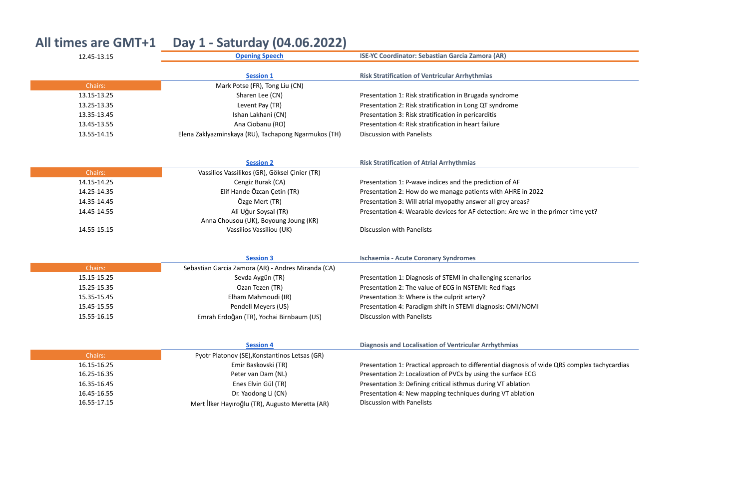## All times are GMT+1 Day 1 - Saturday (04.06.2022)

| | | |
|---|---|---|
| 12.45-13.15 | **Opening Speech** | **ISE-YC Coordinator: Sebastian Garcia Zamora (AR)** |
| | **Session 1** | **Risk Stratification of Ventricular Arrhythmias** |
| Chairs: | Mark Potse (FR), Tong Liu (CN) | |
| 13.15-13.25 | Sharen Lee (CN) | Presentation 1: Risk stratification in Brugada syndrome |
| 13.25-13.35 | Levent Pay (TR) | Presentation 2: Risk stratification in Long QT syndrome |
| 13.35-13.45 | Ishan Lakhani (CN) | Presentation 3: Risk stratification in pericarditis |
| 13.45-13.55 | Ana Ciobanu (RO) | Presentation 4: Risk stratification in heart failure |
| 13.55-14.15 | Elena Zaklyazminskaya (RU), Tachapong Ngarmukos (TH) | Discussion with Panelists |
| | **Session 2** | **Risk Stratification of Atrial Arrhythmias** |
| Chairs: | Vassilios Vassilikos (GR), Göksel Çinier (TR) | |
| 14.15-14.25 | Cengiz Burak (CA) | Presentation 1: P-wave indices and the prediction of AF |
| 14.25-14.35 | Elif Hande Özcan Çetin (TR) | Presentation 2: How do we manage patients with AHRE in 2022 |
| 14.35-14.45 | Özge Mert (TR) | Presentation 3: Will atrial myopathy answer all grey areas? |
| 14.45-14.55 | Ali Uğur Soysal (TR) | Presentation 4: Wearable devices for AF detection: Are we in the primer time yet? |
| 14.55-15.15 | Anna Chousou (UK), Boyoung Joung (KR) Vassilios Vassiliou (UK) | Discussion with Panelists |
| | **Session 3** | **Ischaemia - Acute Coronary Syndromes** |
| Chairs: | Sebastian Garcia Zamora (AR) - Andres Miranda (CA) | |
| 15.15-15.25 | Sevda Aygün (TR) | Presentation 1: Diagnosis of STEMI in challenging scenarios |
| 15.25-15.35 | Ozan Tezen (TR) | Presentation 2: The value of ECG in NSTEMI: Red flags |
| 15.35-15.45 | Elham Mahmoudi (IR) | Presentation 3: Where is the culprit artery? |
| 15.45-15.55 | Pendell Meyers (US) | Presentation 4: Paradigm shift in STEMI diagnosis: OMI/NOMI |
| 15.55-16.15 | Emrah Erdoğan (TR), Yochai Birnbaum (US) | Discussion with Panelists |
| | **Session 4** | **Diagnosis and Localisation of Ventricular Arrhythmias** |
| Chairs: | Pyotr Platonov (SE),Konstantinos Letsas (GR) | |
| 16.15-16.25 | Emir Baskovski (TR) | Presentation 1: Practical approach to differential diagnosis of wide QRS complex tachycardias |
| 16.25-16.35 | Peter van Dam (NL) | Presentation 2: Localization of PVCs by using the surface ECG |
| 16.35-16.45 | Enes Elvin Gül (TR) | Presentation 3: Defining critical isthmus during VT ablation |
| 16.45-16.55 | Dr. Yaodong Li (CN) | Presentation 4: New mapping techniques during VT ablation |
| 16.55-17.15 | Mert İlker Hayıroğlu (TR), Augusto Meretta (AR) | Discussion with Panelists |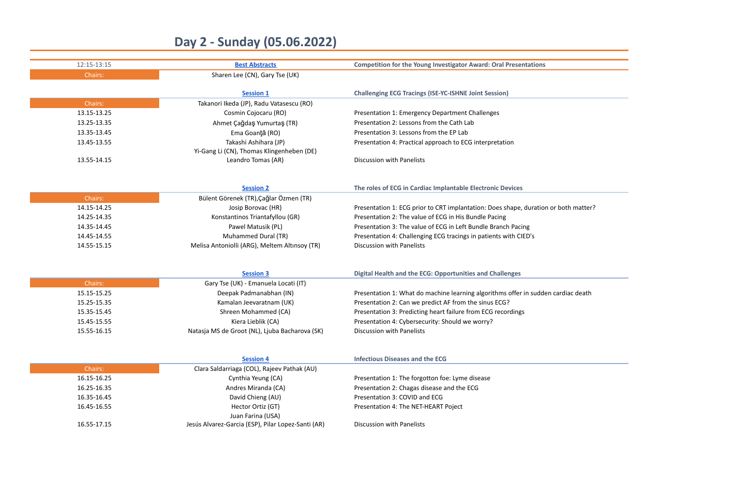# Day 2 - Sunday (05.06.2022)

| | | |
|---|---|---|
| 12:15-13:15 | **Best Abstracts** | **Competition for the Young Investigator Award: Oral Presentations** |
| Chairs: | Sharen Lee (CN), Gary Tse (UK) | |
| | **Session 1** | **Challenging ECG Tracings (ISE-YC-ISHNE Joint Session)** |
| Chairs: | Takanori Ikeda (JP), Radu Vatasescu (RO) | |
| 13.15-13.25 | Cosmin Cojocaru (RO) | Presentation 1: Emergency Department Challenges |
| 13.25-13.35 | Ahmet Çağdaş Yumurtaş (TR) | Presentation 2: Lessons from the Cath Lab |
| 13.35-13.45 | Ema Goanţă (RO) | Presentation 3: Lessons from the EP Lab |
| 13.45-13.55 | Takashi Ashihara (JP) | Presentation 4: Practical approach to ECG interpretation |
| 13.55-14.15 | Yi-Gang Li (CN), Thomas Klingenheben (DE) Leandro Tomas (AR) | Discussion with Panelists |
| | **Session 2** | **The roles of ECG in Cardiac Implantable Electronic Devices** |
| Chairs: | Bülent Görenek (TR),Çağlar Özmen (TR) | |
| 14.15-14.25 | Josip Borovac (HR) | Presentation 1: ECG prior to CRT implantation: Does shape, duration or both matter? |
| 14.25-14.35 | Konstantinos Triantafyllou (GR) | Presentation 2: The value of ECG in His Bundle Pacing |
| 14.35-14.45 | Pawel Matusik (PL) | Presentation 3: The value of ECG in Left Bundle Branch Pacing |
| 14.45-14.55 | Muhammed Dural (TR) | Presentation 4: Challenging ECG tracings in patients with CIED's |
| 14.55-15.15 | Melisa Antoniolli (ARG), Meltem Altınsoy (TR) | Discussion with Panelists |
| | **Session 3** | **Digital Health and the ECG: Opportunities and Challenges** |
| Chairs: | Gary Tse (UK) - Emanuela Locati (IT) | |
| 15.15-15.25 | Deepak Padmanabhan (IN) | Presentation 1: What do machine learning algorithms offer in sudden cardiac death |
| 15.25-15.35 | Kamalan Jeevaratnam (UK) | Presentation 2: Can we predict AF from the sinus ECG? |
| 15.35-15.45 | Shreen Mohammed (CA) | Presentation 3: Predicting heart failure from ECG recordings |
| 15.45-15.55 | Kiera Lieblik (CA) | Presentation 4: Cybersecurity: Should we worry? |
| 15.55-16.15 | Natasja MS de Groot (NL), Ljuba Bacharova (SK) | Discussion with Panelists |
| | **Session 4** | **Infectious Diseases and the ECG** |
| Chairs: | Clara Saldarriaga (COL), Rajeev Pathak (AU) | |
| 16.15-16.25 | Cynthia Yeung (CA) | Presentation 1: The forgotton foe: Lyme disease |
| 16.25-16.35 | Andres Miranda (CA) | Presentation 2: Chagas disease and the ECG |
| 16.35-16.45 | David Chieng (AU) | Presentation 3: COVID and ECG |
| 16.45-16.55 | Hector Ortiz (GT) | Presentation 4: The NET-HEART Poject |
| 16.55-17.15 | Juan Farina (USA) Jesús Alvarez-Garcia (ESP), Pilar Lopez-Santi (AR) | Discussion with Panelists |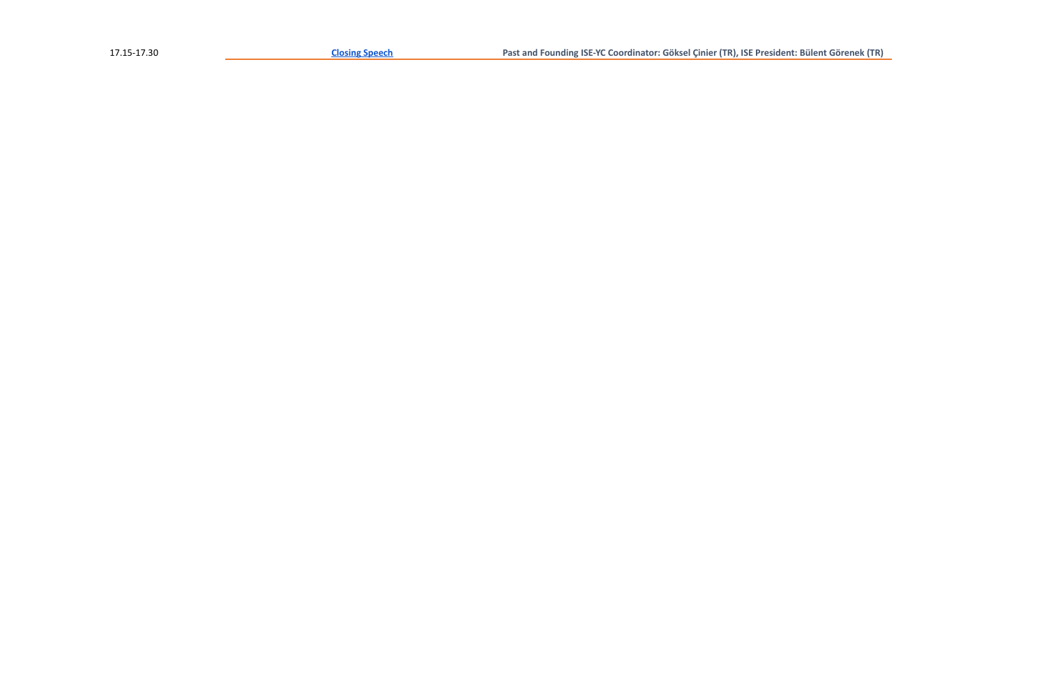| | | |
|---|---|---|
| 17.15-17.30 | **Closing Speech** | **Past and Founding ISE-YC Coordinator: Göksel Çinier (TR), ISE President: Bülent Görenek (TR)** |